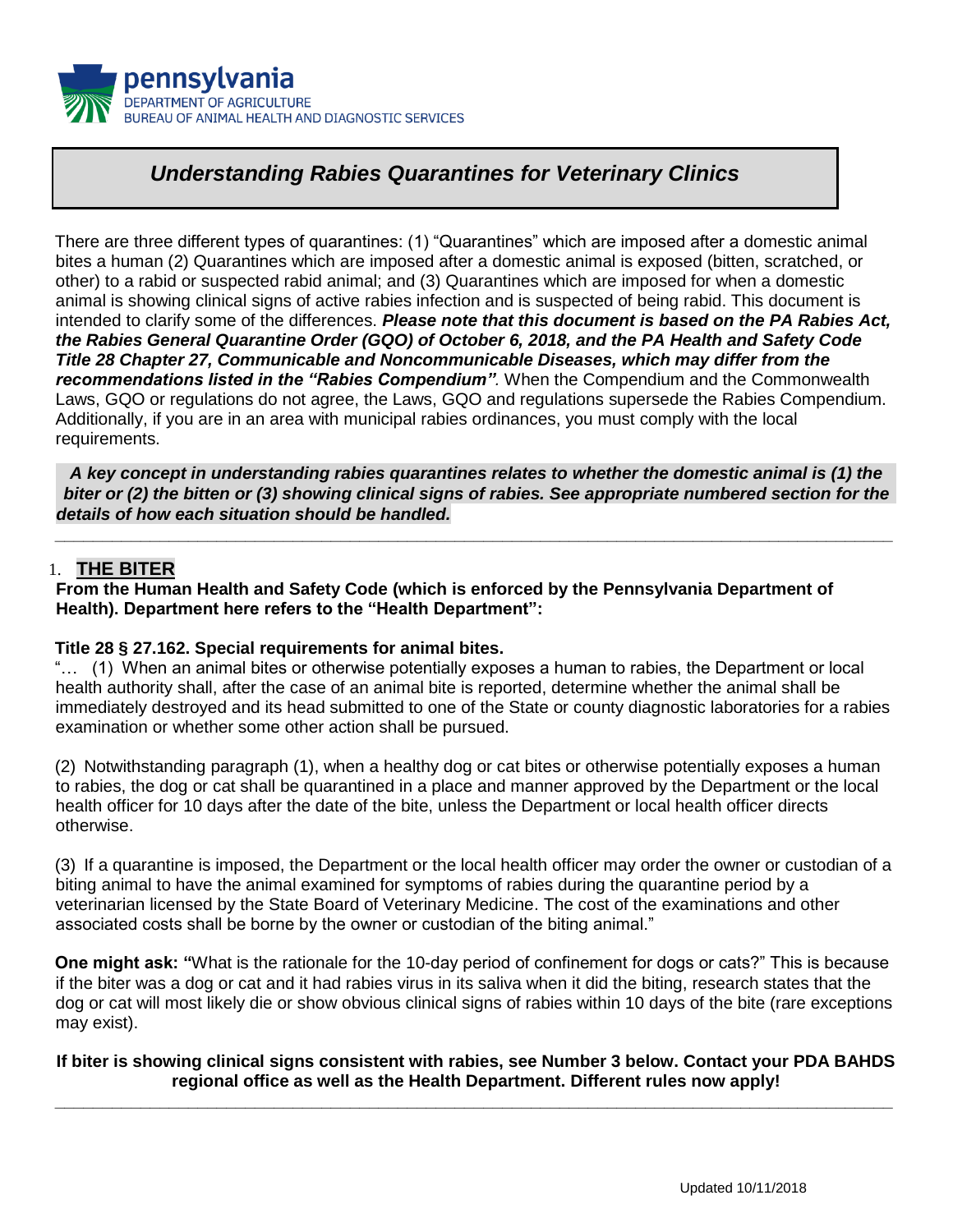pennsylvania
DEPARTMENT OF AGRICULTURE
BUREAU OF ANIMAL HEALTH AND DIAGNOSTIC SERVICES

# *Understanding Rabies Quarantines for Veterinary Clinics*

There are three different types of quarantines: (1) "Quarantines" which are imposed after a domestic animal bites a human (2) Quarantines which are imposed after a domestic animal is exposed (bitten, scratched, or other) to a rabid or suspected rabid animal; and (3) Quarantines which are imposed for when a domestic animal is showing clinical signs of active rabies infection and is suspected of being rabid. This document is intended to clarify some of the differences. ***Please note that this document is based on the PA Rabies Act, the Rabies General Quarantine Order (GQO) of October 6, 2018, and the PA Health and Safety Code Title 28 Chapter 27, Communicable and Noncommunicable Diseases, which may differ from the recommendations listed in the "Rabies Compendium".*** When the Compendium and the Commonwealth Laws, GQO or regulations do not agree, the Laws, GQO and regulations supersede the Rabies Compendium. Additionally, if you are in an area with municipal rabies ordinances, you must comply with the local requirements.

***A key concept in understanding rabies quarantines relates to whether the domestic animal is (1) the biter or (2) the bitten or (3) showing clinical signs of rabies. See appropriate numbered section for the details of how each situation should be handled.***

---

## 1. THE BITER

**From the Human Health and Safety Code (which is enforced by the Pennsylvania Department of Health). Department here refers to the "Health Department":**

**Title 28 § 27.162. Special requirements for animal bites.**

"… (1) When an animal bites or otherwise potentially exposes a human to rabies, the Department or local health authority shall, after the case of an animal bite is reported, determine whether the animal shall be immediately destroyed and its head submitted to one of the State or county diagnostic laboratories for a rabies examination or whether some other action shall be pursued.

(2) Notwithstanding paragraph (1), when a healthy dog or cat bites or otherwise potentially exposes a human to rabies, the dog or cat shall be quarantined in a place and manner approved by the Department or the local health officer for 10 days after the date of the bite, unless the Department or local health officer directs otherwise.

(3) If a quarantine is imposed, the Department or the local health officer may order the owner or custodian of a biting animal to have the animal examined for symptoms of rabies during the quarantine period by a veterinarian licensed by the State Board of Veterinary Medicine. The cost of the examinations and other associated costs shall be borne by the owner or custodian of the biting animal."

**One might ask: "**What is the rationale for the 10-day period of confinement for dogs or cats?" This is because if the biter was a dog or cat and it had rabies virus in its saliva when it did the biting, research states that the dog or cat will most likely die or show obvious clinical signs of rabies within 10 days of the bite (rare exceptions may exist).

**If biter is showing clinical signs consistent with rabies, see Number 3 below. Contact your PDA BAHDS regional office as well as the Health Department. Different rules now apply!**

---

Updated 10/11/2018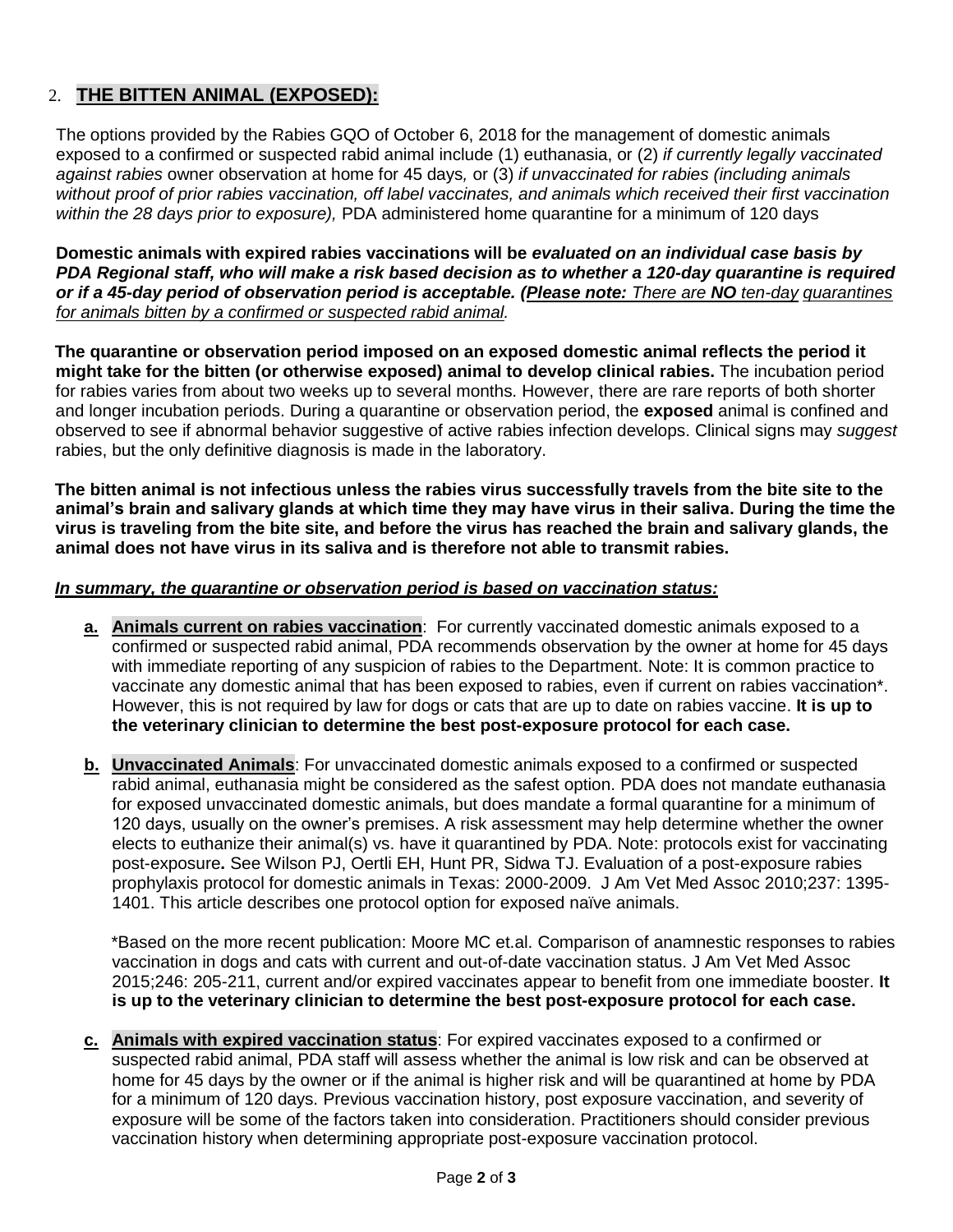## 2. THE BITTEN ANIMAL (EXPOSED):

The options provided by the Rabies GQO of October 6, 2018 for the management of domestic animals exposed to a confirmed or suspected rabid animal include (1) euthanasia, or (2) *if currently legally vaccinated against rabies* owner observation at home for 45 days*,* or (3) *if unvaccinated for rabies (including animals without proof of prior rabies vaccination, off label vaccinates, and animals which received their first vaccination within the 28 days prior to exposure),* PDA administered home quarantine for a minimum of 120 days

**Domestic animals with expired rabies vaccinations will be *evaluated on an individual case basis by PDA Regional staff, who will make a risk based decision as to whether a 120-day quarantine is required or if a 45-day period of observation period is acceptable. (Please note:*** *There are **NO** ten-day quarantines for animals bitten by a confirmed or suspected rabid animal.*

**The quarantine or observation period imposed on an exposed domestic animal reflects the period it might take for the bitten (or otherwise exposed) animal to develop clinical rabies.** The incubation period for rabies varies from about two weeks up to several months. However, there are rare reports of both shorter and longer incubation periods. During a quarantine or observation period, the **exposed** animal is confined and observed to see if abnormal behavior suggestive of active rabies infection develops. Clinical signs may *suggest* rabies, but the only definitive diagnosis is made in the laboratory.

**The bitten animal is not infectious unless the rabies virus successfully travels from the bite site to the animal's brain and salivary glands at which time they may have virus in their saliva. During the time the virus is traveling from the bite site, and before the virus has reached the brain and salivary glands, the animal does not have virus in its saliva and is therefore not able to transmit rabies.**

***In summary, the quarantine or observation period is based on vaccination status:***

**a. Animals current on rabies vaccination**: For currently vaccinated domestic animals exposed to a confirmed or suspected rabid animal, PDA recommends observation by the owner at home for 45 days with immediate reporting of any suspicion of rabies to the Department. Note: It is common practice to vaccinate any domestic animal that has been exposed to rabies, even if current on rabies vaccination*. However, this is not required by law for dogs or cats that are up to date on rabies vaccine. **It is up to the veterinary clinician to determine the best post-exposure protocol for each case.**

**b. Unvaccinated Animals**: For unvaccinated domestic animals exposed to a confirmed or suspected rabid animal, euthanasia might be considered as the safest option. PDA does not mandate euthanasia for exposed unvaccinated domestic animals, but does mandate a formal quarantine for a minimum of 120 days, usually on the owner's premises. A risk assessment may help determine whether the owner elects to euthanize their animal(s) vs. have it quarantined by PDA. Note: protocols exist for vaccinating post-exposure**.** See Wilson PJ, Oertli EH, Hunt PR, Sidwa TJ. Evaluation of a post-exposure rabies prophylaxis protocol for domestic animals in Texas: 2000-2009. J Am Vet Med Assoc 2010;237: 1395-1401. This article describes one protocol option for exposed naïve animals.

*Based on the more recent publication: Moore MC et.al. Comparison of anamnestic responses to rabies vaccination in dogs and cats with current and out-of-date vaccination status. J Am Vet Med Assoc 2015;246: 205-211, current and/or expired vaccinates appear to benefit from one immediate booster. **It is up to the veterinary clinician to determine the best post-exposure protocol for each case.**

**c. Animals with expired vaccination status**: For expired vaccinates exposed to a confirmed or suspected rabid animal, PDA staff will assess whether the animal is low risk and can be observed at home for 45 days by the owner or if the animal is higher risk and will be quarantined at home by PDA for a minimum of 120 days. Previous vaccination history, post exposure vaccination, and severity of exposure will be some of the factors taken into consideration. Practitioners should consider previous vaccination history when determining appropriate post-exposure vaccination protocol.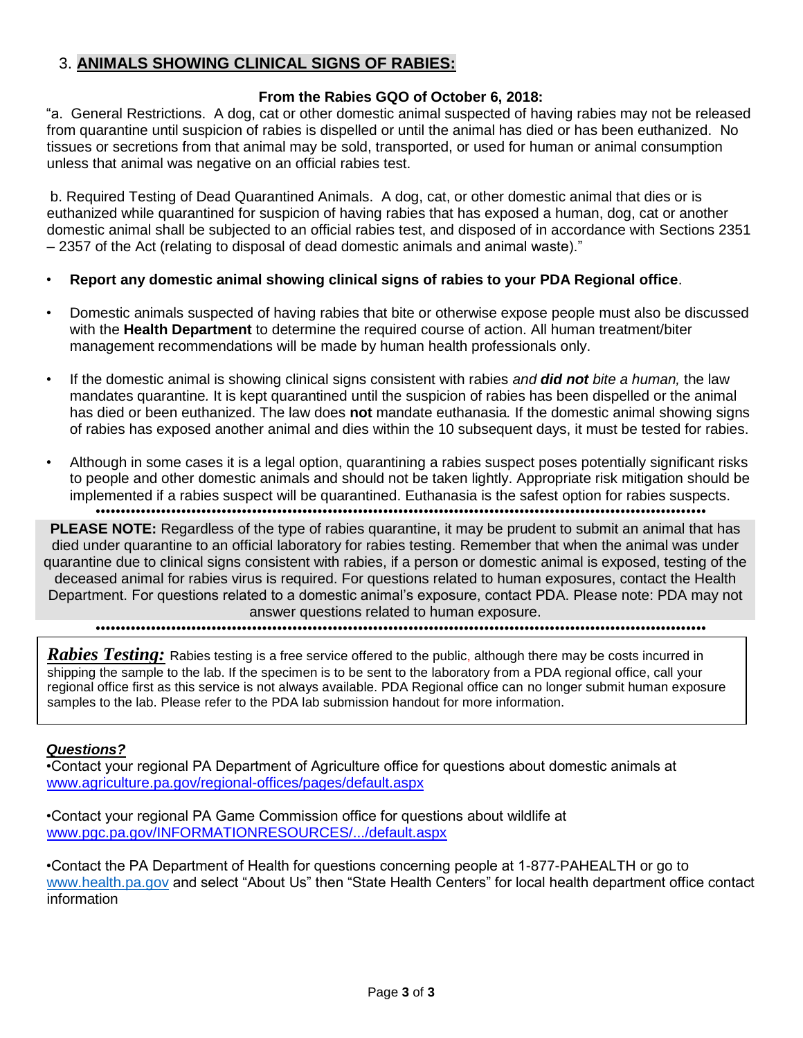## 3. **ANIMALS SHOWING CLINICAL SIGNS OF RABIES:**

**From the Rabies GQO of October 6, 2018:**

"a. General Restrictions. A dog, cat or other domestic animal suspected of having rabies may not be released from quarantine until suspicion of rabies is dispelled or until the animal has died or has been euthanized. No tissues or secretions from that animal may be sold, transported, or used for human or animal consumption unless that animal was negative on an official rabies test.

b. Required Testing of Dead Quarantined Animals. A dog, cat, or other domestic animal that dies or is euthanized while quarantined for suspicion of having rabies that has exposed a human, dog, cat or another domestic animal shall be subjected to an official rabies test, and disposed of in accordance with Sections 2351 – 2357 of the Act (relating to disposal of dead domestic animals and animal waste)."

- **Report any domestic animal showing clinical signs of rabies to your PDA Regional office**.
- Domestic animals suspected of having rabies that bite or otherwise expose people must also be discussed with the **Health Department** to determine the required course of action. All human treatment/biter management recommendations will be made by human health professionals only.
- If the domestic animal is showing clinical signs consistent with rabies *and **did not** bite a human,* the law mandates quarantine. It is kept quarantined until the suspicion of rabies has been dispelled or the animal has died or been euthanized. The law does **not** mandate euthanasia. If the domestic animal showing signs of rabies has exposed another animal and dies within the 10 subsequent days, it must be tested for rabies.
- Although in some cases it is a legal option, quarantining a rabies suspect poses potentially significant risks to people and other domestic animals and should not be taken lightly. Appropriate risk mitigation should be implemented if a rabies suspect will be quarantined. Euthanasia is the safest option for rabies suspects.

**PLEASE NOTE:** Regardless of the type of rabies quarantine, it may be prudent to submit an animal that has died under quarantine to an official laboratory for rabies testing. Remember that when the animal was under quarantine due to clinical signs consistent with rabies, if a person or domestic animal is exposed, testing of the deceased animal for rabies virus is required. For questions related to human exposures, contact the Health Department. For questions related to a domestic animal's exposure, contact PDA. Please note: PDA may not answer questions related to human exposure.

***Rabies Testing:*** Rabies testing is a free service offered to the public, although there may be costs incurred in shipping the sample to the lab. If the specimen is to be sent to the laboratory from a PDA regional office, call your regional office first as this service is not always available. PDA Regional office can no longer submit human exposure samples to the lab. Please refer to the PDA lab submission handout for more information.

***Questions?***

•Contact your regional PA Department of Agriculture office for questions about domestic animals at www.agriculture.pa.gov/regional-offices/pages/default.aspx

•Contact your regional PA Game Commission office for questions about wildlife at www.pgc.pa.gov/INFORMATIONRESOURCES/.../default.aspx

•Contact the PA Department of Health for questions concerning people at 1-877-PAHEALTH or go to www.health.pa.gov and select "About Us" then "State Health Centers" for local health department office contact information